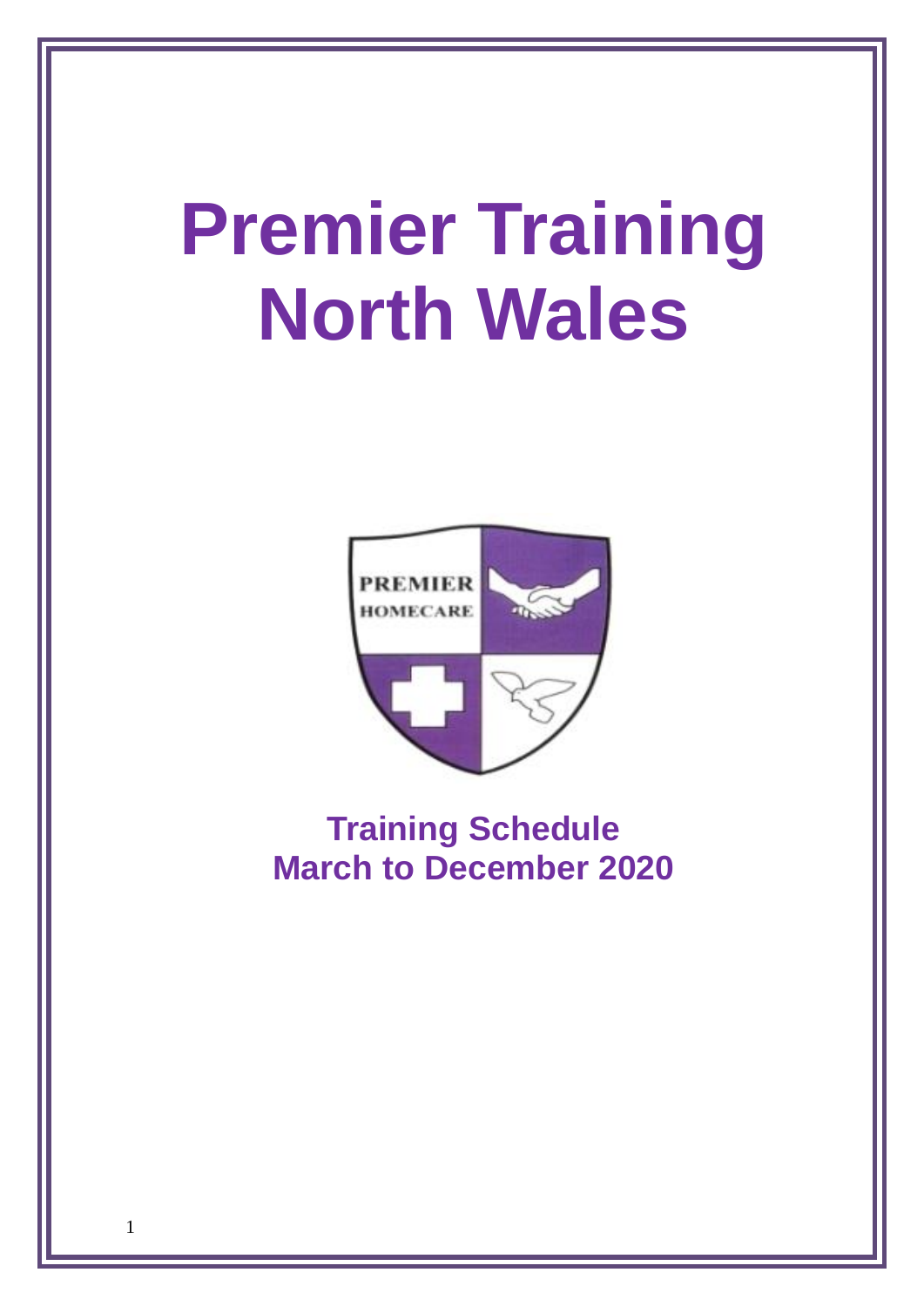# Premier Training North Wales

PREMIER HOMECARE

## Training Schedule
## March to December 2020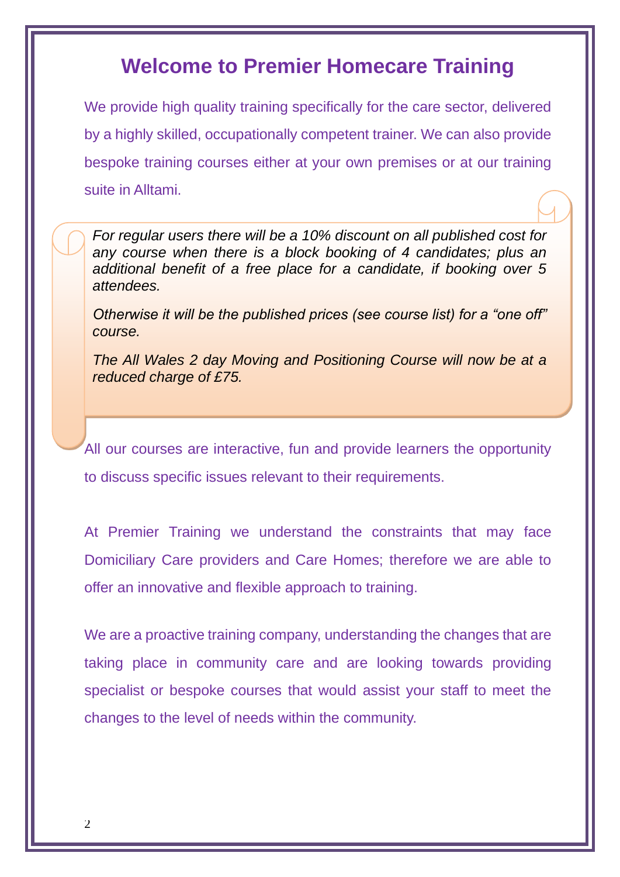# Welcome to Premier Homecare Training

We provide high quality training specifically for the care sector, delivered by a highly skilled, occupationally competent trainer. We can also provide bespoke training courses either at your own premises or at our training suite in Alltami.

*For regular users there will be a 10% discount on all published cost for any course when there is a block booking of 4 candidates; plus an additional benefit of a free place for a candidate, if booking over 5 attendees.*

*Otherwise it will be the published prices (see course list) for a "one off" course.*

*The All Wales 2 day Moving and Positioning Course will now be at a reduced charge of £75.*

All our courses are interactive, fun and provide learners the opportunity to discuss specific issues relevant to their requirements.

At Premier Training we understand the constraints that may face Domiciliary Care providers and Care Homes; therefore we are able to offer an innovative and flexible approach to training.

We are a proactive training company, understanding the changes that are taking place in community care and are looking towards providing specialist or bespoke courses that would assist your staff to meet the changes to the level of needs within the community.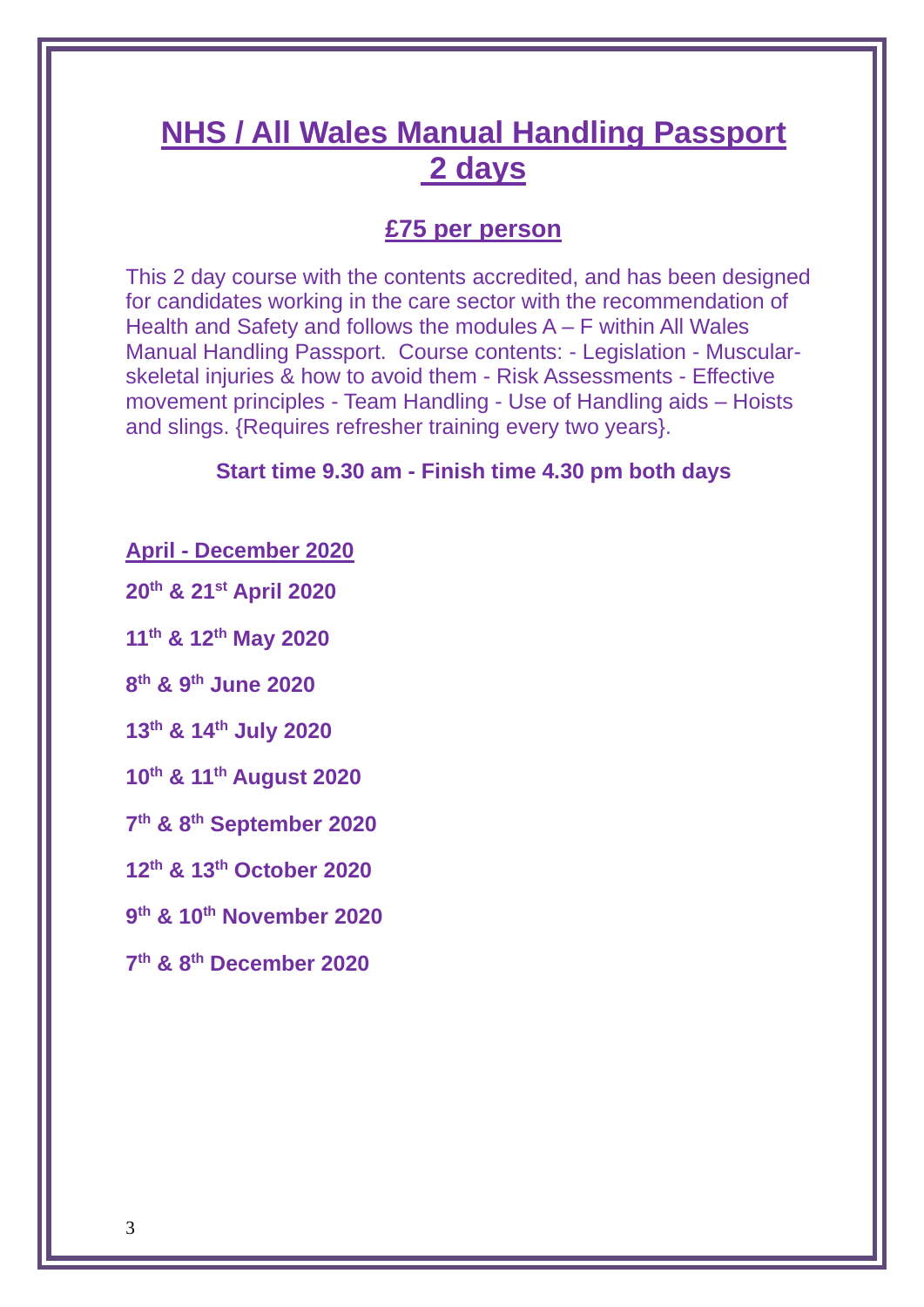# NHS / All Wales Manual Handling Passport 2 days

## £75 per person

This 2 day course with the contents accredited, and has been designed for candidates working in the care sector with the recommendation of Health and Safety and follows the modules A – F within All Wales Manual Handling Passport. Course contents: - Legislation - Muscular-skeletal injuries & how to avoid them - Risk Assessments - Effective movement principles - Team Handling - Use of Handling aids – Hoists and slings. {Requires refresher training every two years}.

**Start time 9.30 am - Finish time 4.30 pm both days**

**April - December 2020**

**20th & 21st April 2020**

**11th & 12th May 2020**

**8th & 9th June 2020**

**13th & 14th July 2020**

**10th & 11th August 2020**

**7th & 8th September 2020**

**12th & 13th October 2020**

**9th & 10th November 2020**

**7th & 8th December 2020**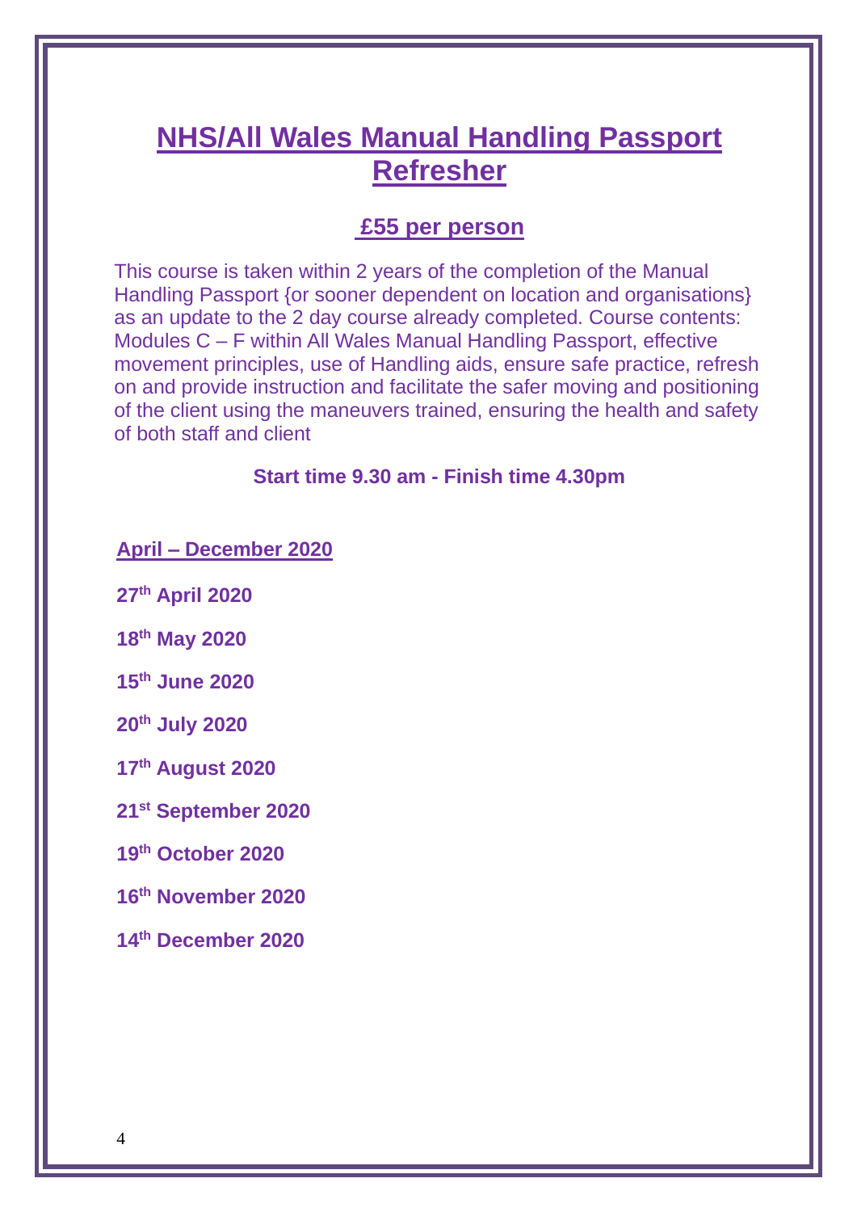# NHS/All Wales Manual Handling Passport Refresher

## £55 per person

This course is taken within 2 years of the completion of the Manual Handling Passport {or sooner dependent on location and organisations} as an update to the 2 day course already completed. Course contents: Modules C – F within All Wales Manual Handling Passport, effective movement principles, use of Handling aids, ensure safe practice, refresh on and provide instruction and facilitate the safer moving and positioning of the client using the maneuvers trained, ensuring the health and safety of both staff and client

**Start time 9.30 am - Finish time 4.30pm**

**April – December 2020**

**27th April 2020**

**18th May 2020**

**15th June 2020**

**20th July 2020**

**17th August 2020**

**21st September 2020**

**19th October 2020**

**16th November 2020**

**14th December 2020**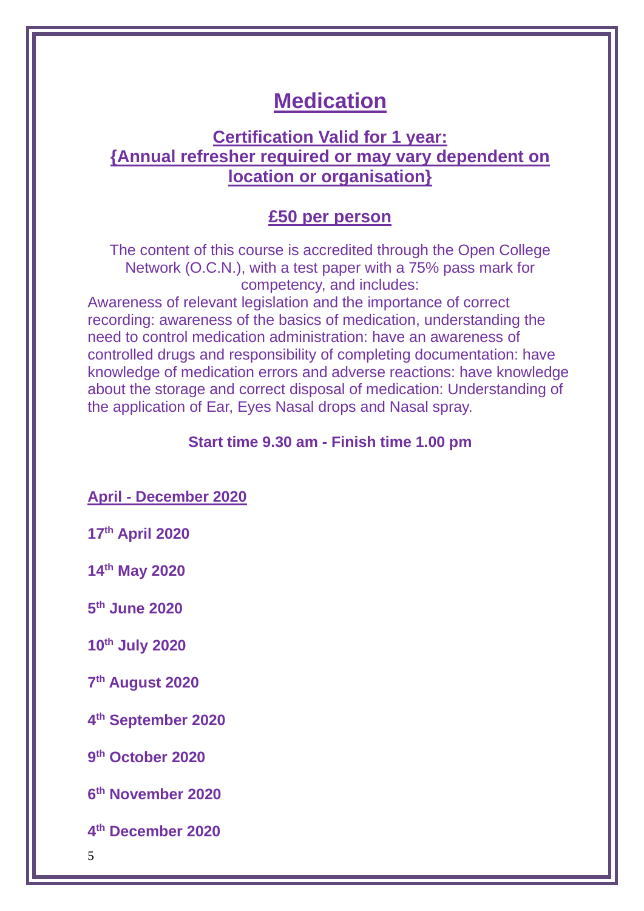# Medication

## Certification Valid for 1 year: {Annual refresher required or may vary dependent on location or organisation}

## £50 per person

The content of this course is accredited through the Open College Network (O.C.N.), with a test paper with a 75% pass mark for competency, and includes:

Awareness of relevant legislation and the importance of correct recording: awareness of the basics of medication, understanding the need to control medication administration: have an awareness of controlled drugs and responsibility of completing documentation: have knowledge of medication errors and adverse reactions: have knowledge about the storage and correct disposal of medication: Understanding of the application of Ear, Eyes Nasal drops and Nasal spray.

**Start time 9.30 am - Finish time 1.00 pm**

**April - December 2020**

**17th April 2020**

**14th May 2020**

**5th June 2020**

**10th July 2020**

**7th August 2020**

**4th September 2020**

**9th October 2020**

**6th November 2020**

**4th December 2020**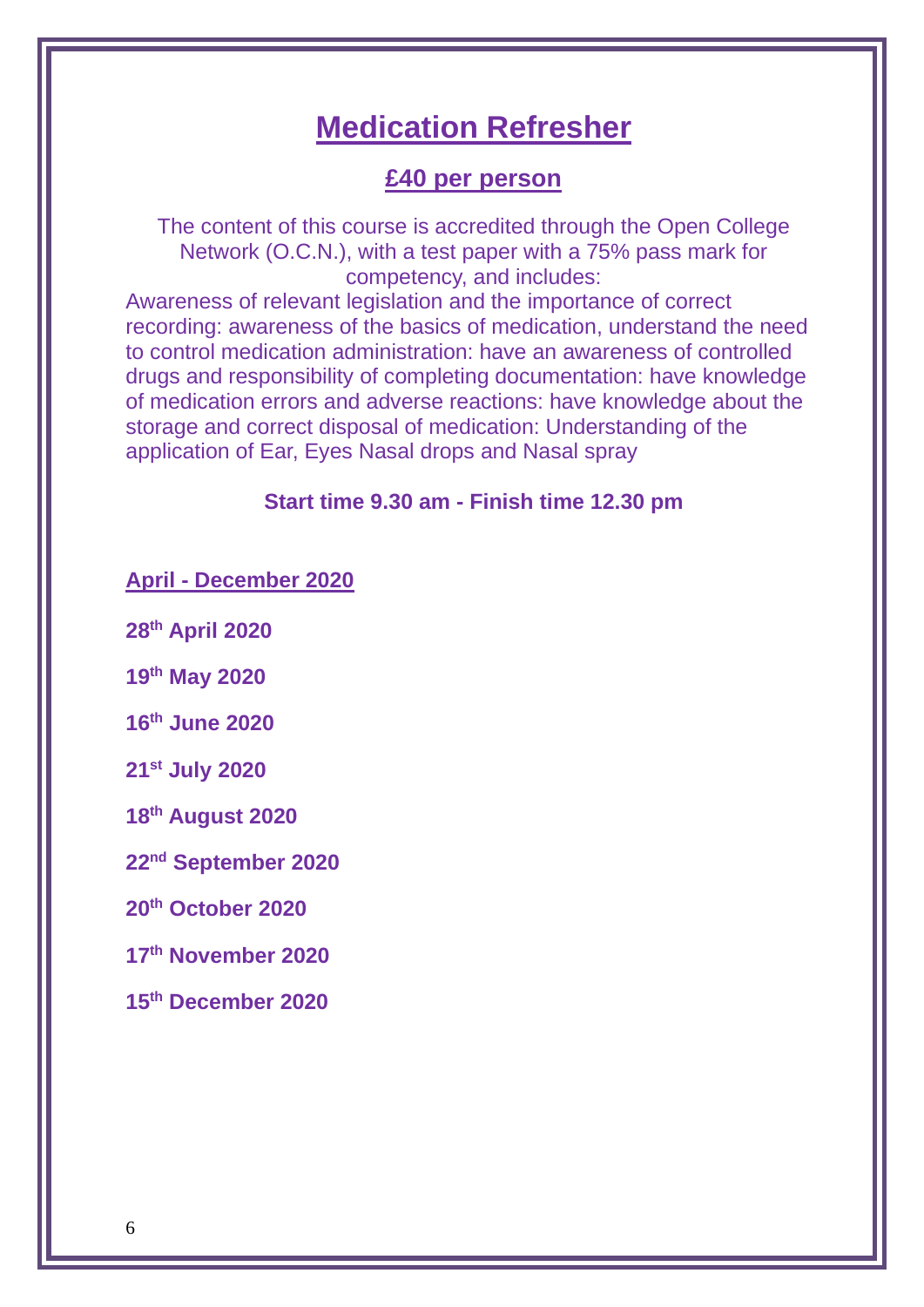# Medication Refresher

## £40 per person

The content of this course is accredited through the Open College Network (O.C.N.), with a test paper with a 75% pass mark for competency, and includes:

Awareness of relevant legislation and the importance of correct recording: awareness of the basics of medication, understand the need to control medication administration: have an awareness of controlled drugs and responsibility of completing documentation: have knowledge of medication errors and adverse reactions: have knowledge about the storage and correct disposal of medication: Understanding of the application of Ear, Eyes Nasal drops and Nasal spray

**Start time 9.30 am - Finish time 12.30 pm**

**April - December 2020**

**28th April 2020**

**19th May 2020**

**16th June 2020**

**21st July 2020**

**18th August 2020**

**22nd September 2020**

**20th October 2020**

**17th November 2020**

**15th December 2020**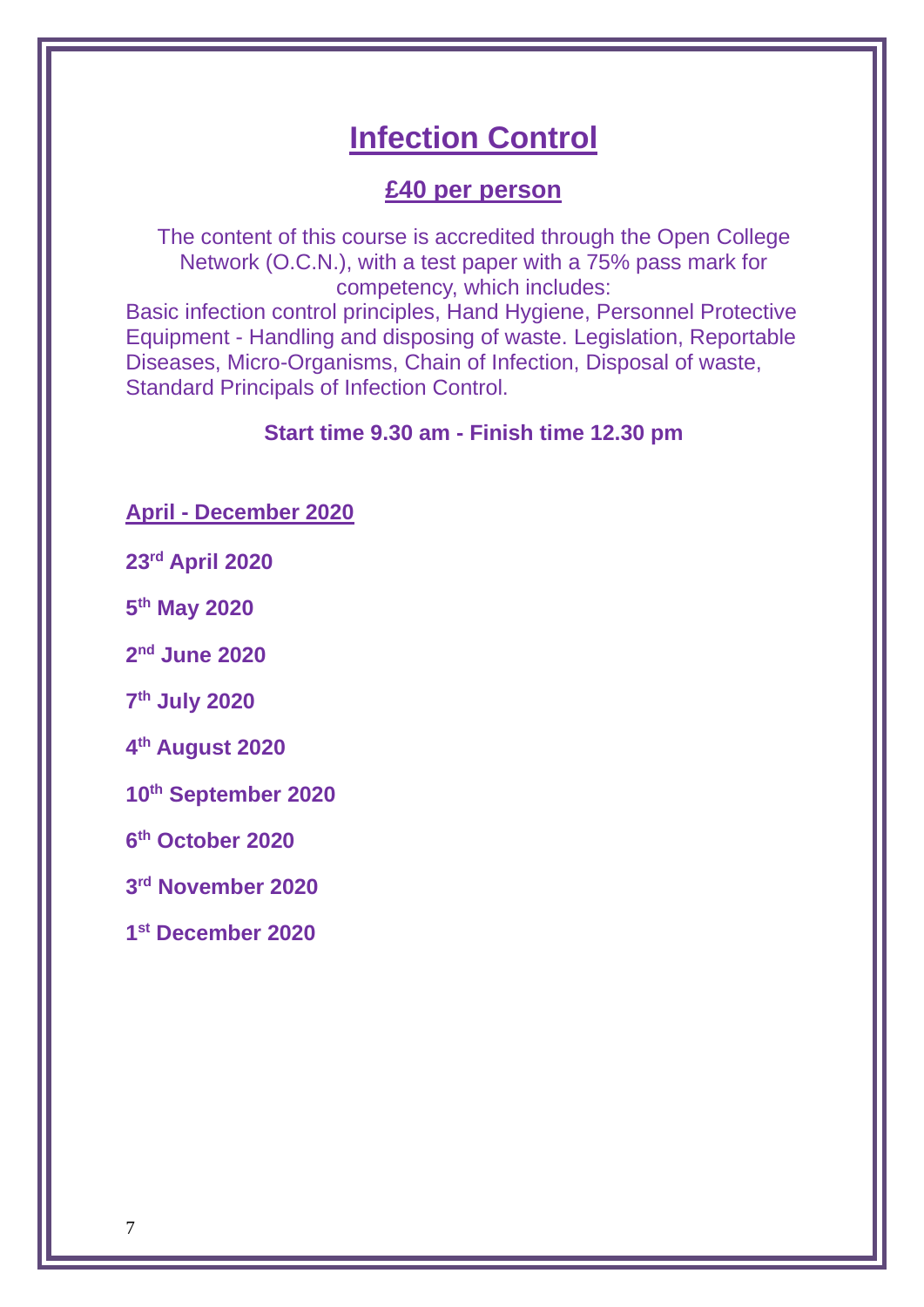# Infection Control

## £40 per person

The content of this course is accredited through the Open College Network (O.C.N.), with a test paper with a 75% pass mark for competency, which includes:

Basic infection control principles, Hand Hygiene, Personnel Protective Equipment - Handling and disposing of waste. Legislation, Reportable Diseases, Micro-Organisms, Chain of Infection, Disposal of waste, Standard Principals of Infection Control.

**Start time 9.30 am - Finish time 12.30 pm**

**April - December 2020**

**23rd April 2020**

**5th May 2020**

**2nd June 2020**

**7th July 2020**

**4th August 2020**

**10th September 2020**

**6th October 2020**

**3rd November 2020**

**1st December 2020**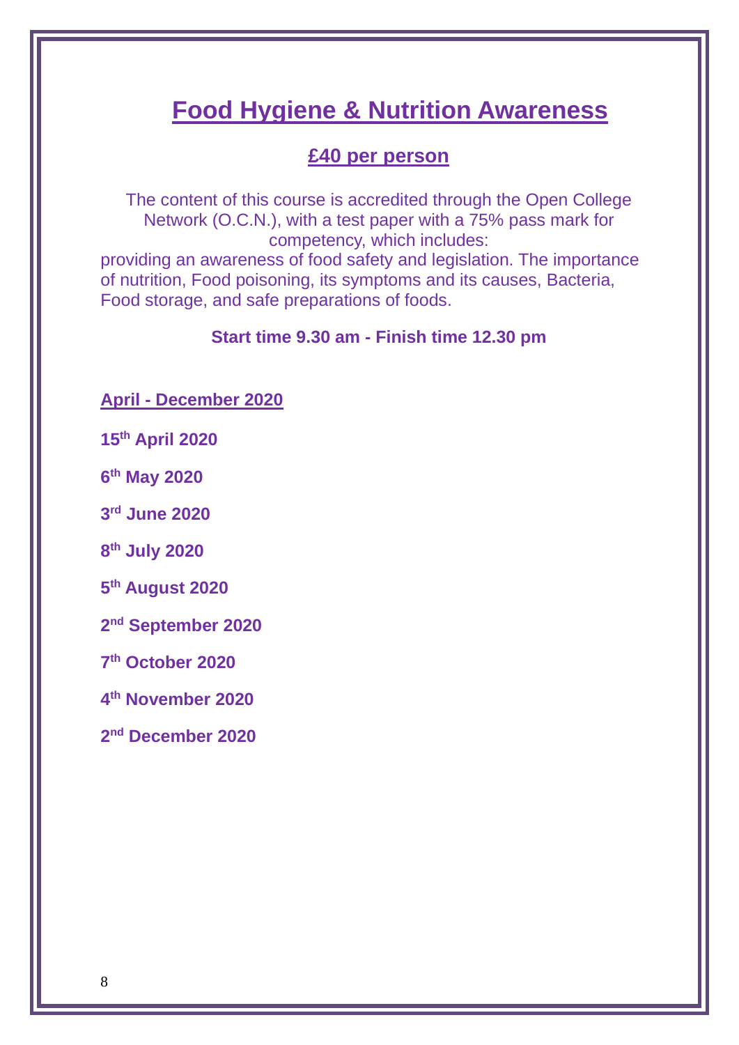# Food Hygiene & Nutrition Awareness

## £40 per person

The content of this course is accredited through the Open College Network (O.C.N.), with a test paper with a 75% pass mark for competency, which includes:

providing an awareness of food safety and legislation. The importance of nutrition, Food poisoning, its symptoms and its causes, Bacteria, Food storage, and safe preparations of foods.

**Start time 9.30 am - Finish time 12.30 pm**

**April - December 2020**

**15th April 2020**

**6th May 2020**

**3rd June 2020**

**8th July 2020**

**5th August 2020**

**2nd September 2020**

**7th October 2020**

**4th November 2020**

**2nd December 2020**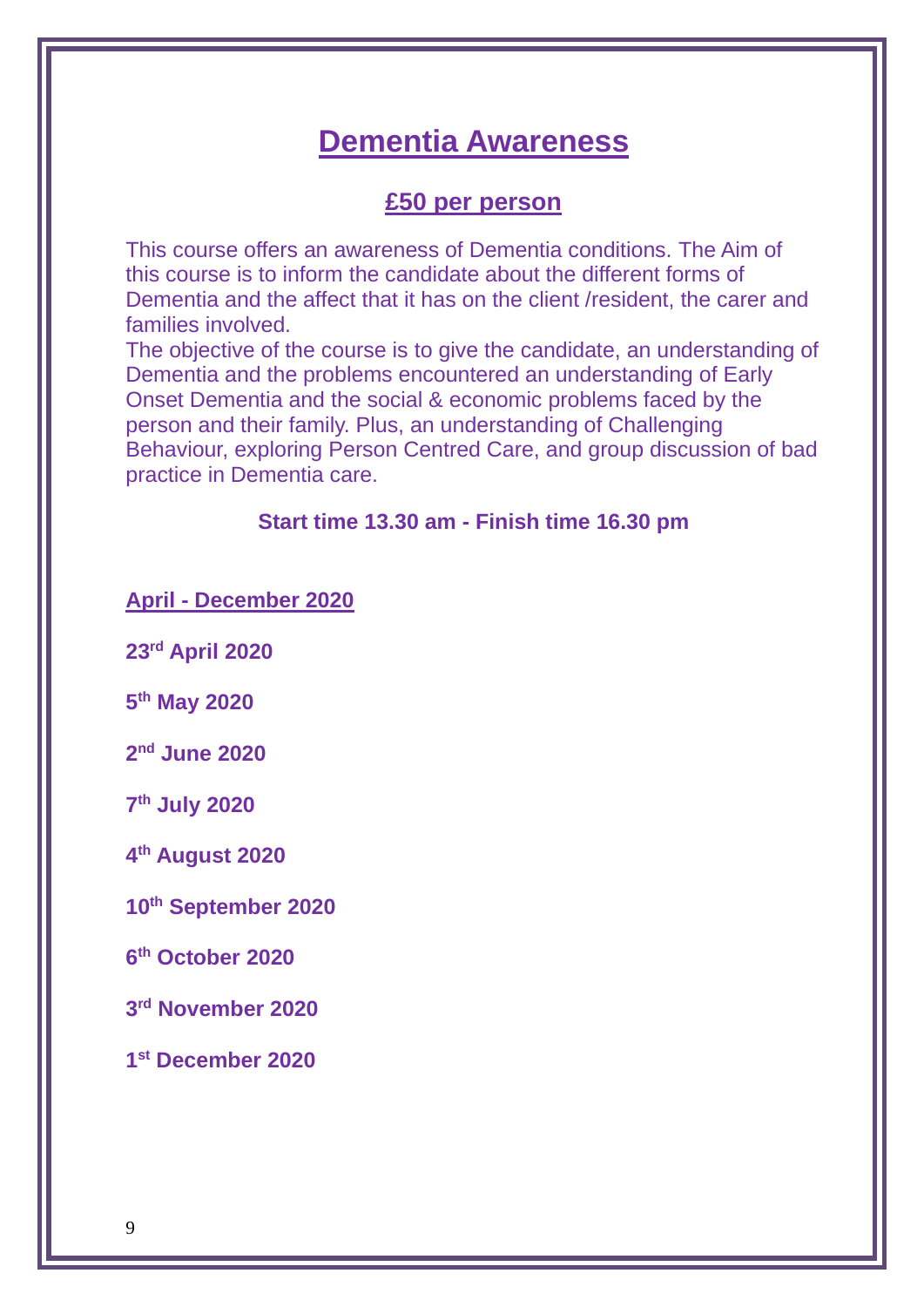# Dementia Awareness

## £50 per person

This course offers an awareness of Dementia conditions. The Aim of this course is to inform the candidate about the different forms of Dementia and the affect that it has on the client /resident, the carer and families involved.

The objective of the course is to give the candidate, an understanding of Dementia and the problems encountered an understanding of Early Onset Dementia and the social & economic problems faced by the person and their family. Plus, an understanding of Challenging Behaviour, exploring Person Centred Care, and group discussion of bad practice in Dementia care.

**Start time 13.30 am - Finish time 16.30 pm**

**April - December 2020**

**23rd April 2020**

**5th May 2020**

**2nd June 2020**

**7th July 2020**

**4th August 2020**

**10th September 2020**

**6th October 2020**

**3rd November 2020**

**1st December 2020**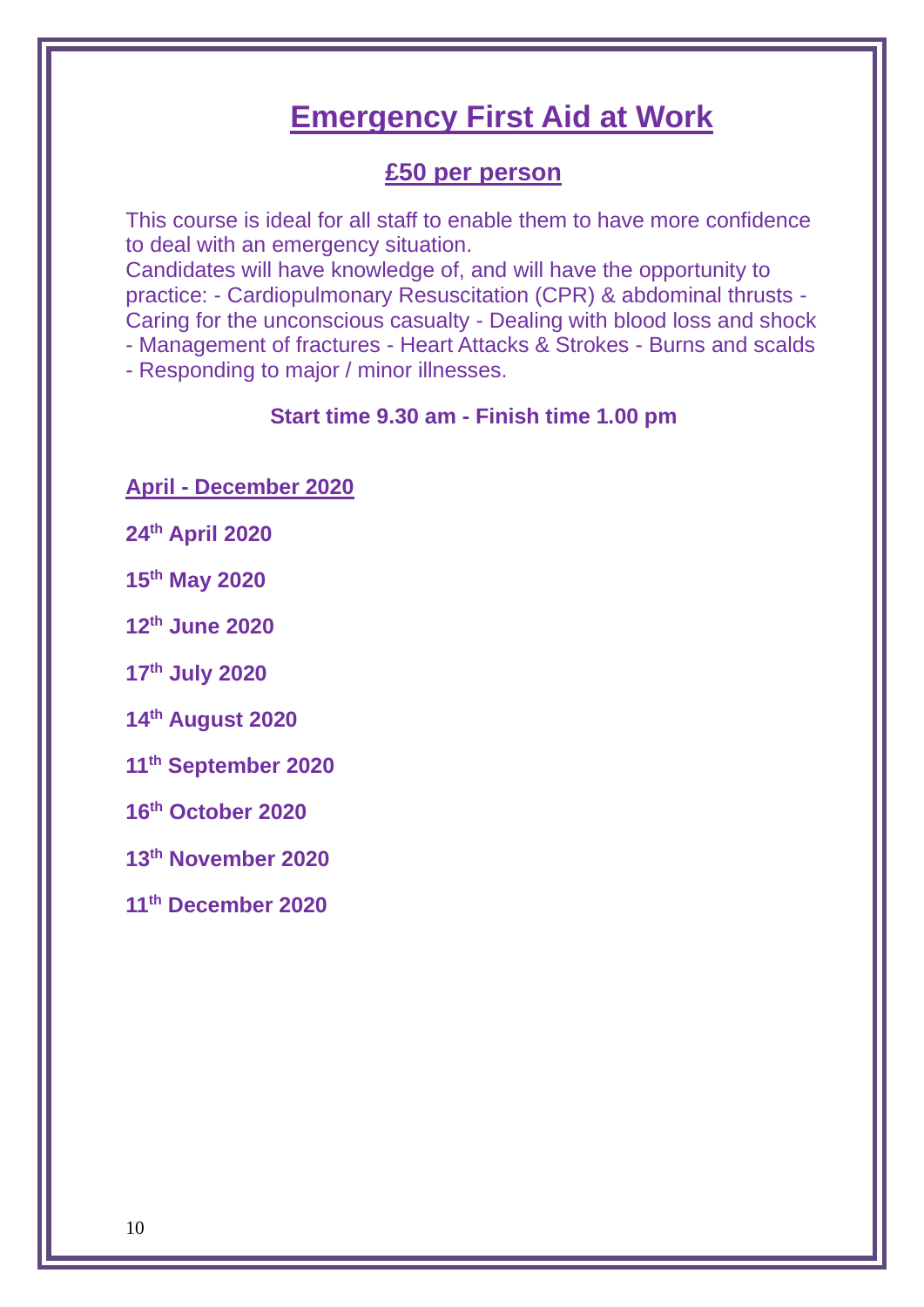# Emergency First Aid at Work

## £50 per person

This course is ideal for all staff to enable them to have more confidence to deal with an emergency situation.
Candidates will have knowledge of, and will have the opportunity to practice: - Cardiopulmonary Resuscitation (CPR) & abdominal thrusts - Caring for the unconscious casualty - Dealing with blood loss and shock - Management of fractures - Heart Attacks & Strokes - Burns and scalds - Responding to major / minor illnesses.

**Start time 9.30 am - Finish time 1.00 pm**

**April - December 2020**

**24th April 2020**

**15th May 2020**

**12th June 2020**

**17th July 2020**

**14th August 2020**

**11th September 2020**

**16th October 2020**

**13th November 2020**

**11th December 2020**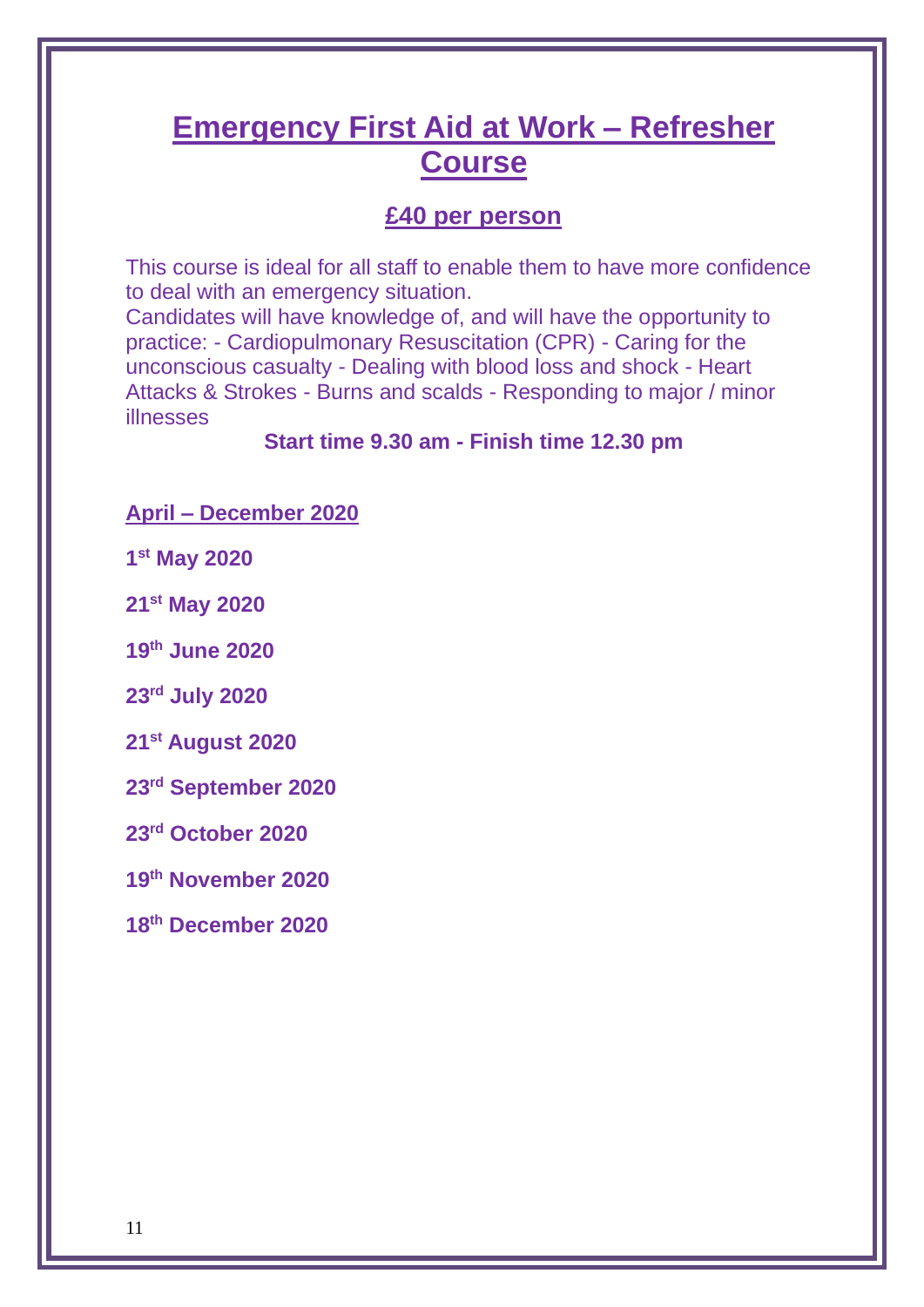# Emergency First Aid at Work – Refresher Course

## £40 per person

This course is ideal for all staff to enable them to have more confidence to deal with an emergency situation.
Candidates will have knowledge of, and will have the opportunity to practice: - Cardiopulmonary Resuscitation (CPR) - Caring for the unconscious casualty - Dealing with blood loss and shock - Heart Attacks & Strokes - Burns and scalds - Responding to major / minor illnesses

**Start time 9.30 am - Finish time 12.30 pm**

**April – December 2020**

**1st May 2020**

**21st May 2020**

**19th June 2020**

**23rd July 2020**

**21st August 2020**

**23rd September 2020**

**23rd October 2020**

**19th November 2020**

**18th December 2020**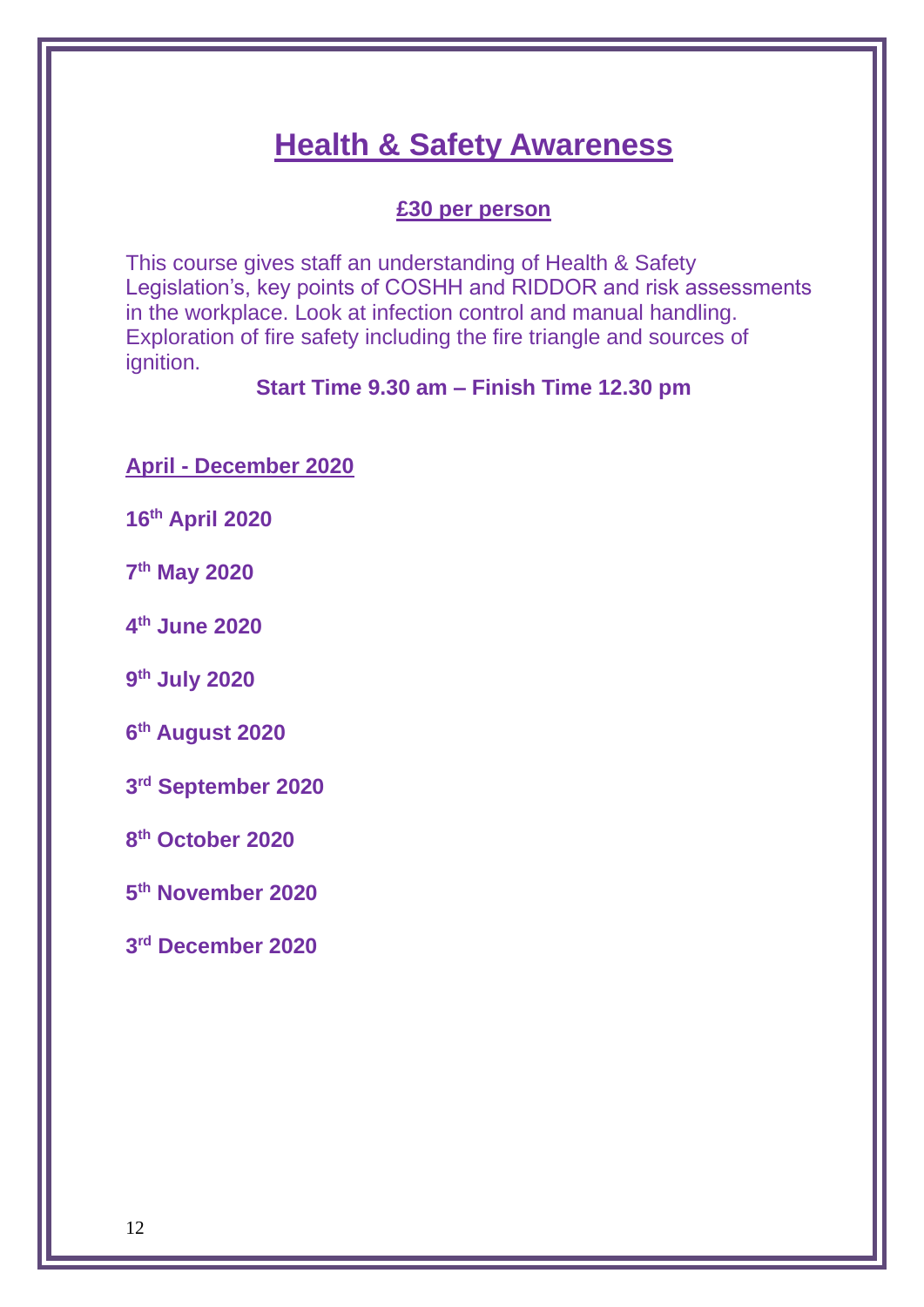# Health & Safety Awareness

**£30 per person**

This course gives staff an understanding of Health & Safety Legislation's, key points of COSHH and RIDDOR and risk assessments in the workplace. Look at infection control and manual handling. Exploration of fire safety including the fire triangle and sources of ignition.

**Start Time 9.30 am – Finish Time 12.30 pm**

**April - December 2020**

**16th April 2020**

**7th May 2020**

**4th June 2020**

**9th July 2020**

**6th August 2020**

**3rd September 2020**

**8th October 2020**

**5th November 2020**

**3rd December 2020**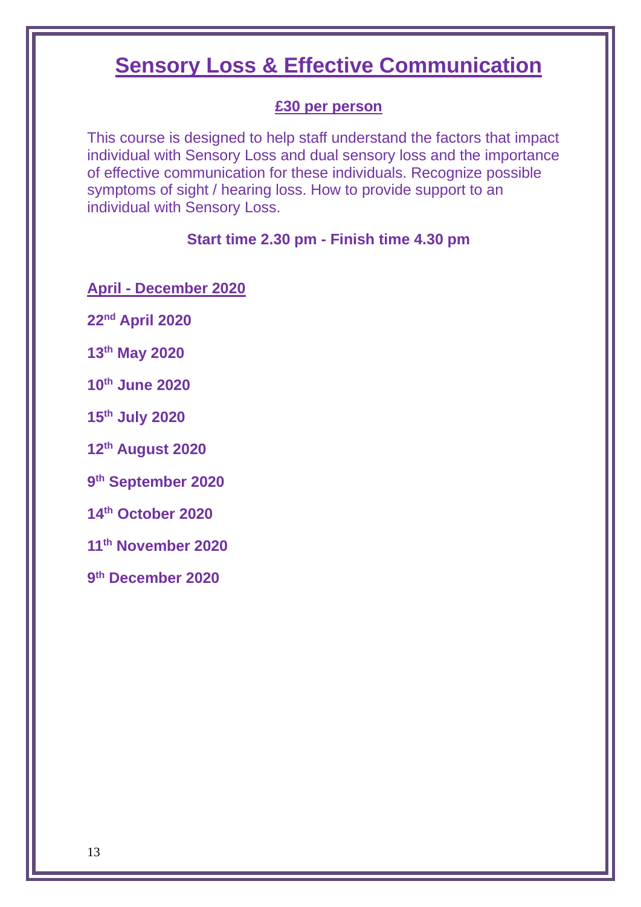# Sensory Loss & Effective Communication

**£30 per person**

This course is designed to help staff understand the factors that impact individual with Sensory Loss and dual sensory loss and the importance of effective communication for these individuals. Recognize possible symptoms of sight / hearing loss. How to provide support to an individual with Sensory Loss.

**Start time 2.30 pm - Finish time 4.30 pm**

**April - December 2020**

**22nd April 2020**

**13th May 2020**

**10th June 2020**

**15th July 2020**

**12th August 2020**

**9th September 2020**

**14th October 2020**

**11th November 2020**

**9th December 2020**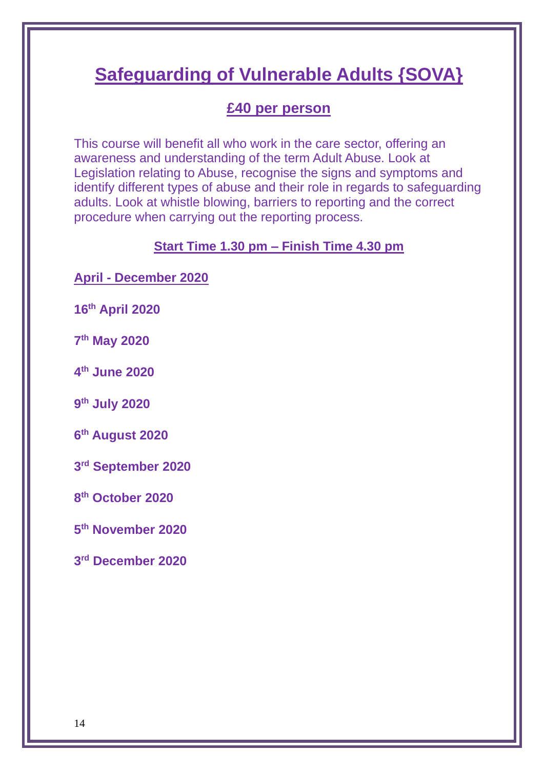# Safeguarding of Vulnerable Adults {SOVA}

## £40 per person

This course will benefit all who work in the care sector, offering an awareness and understanding of the term Adult Abuse. Look at Legislation relating to Abuse, recognise the signs and symptoms and identify different types of abuse and their role in regards to safeguarding adults. Look at whistle blowing, barriers to reporting and the correct procedure when carrying out the reporting process.

**Start Time 1.30 pm – Finish Time 4.30 pm**

**April - December 2020**

**16th April 2020**

**7th May 2020**

**4th June 2020**

**9th July 2020**

**6th August 2020**

**3rd September 2020**

**8th October 2020**

**5th November 2020**

**3rd December 2020**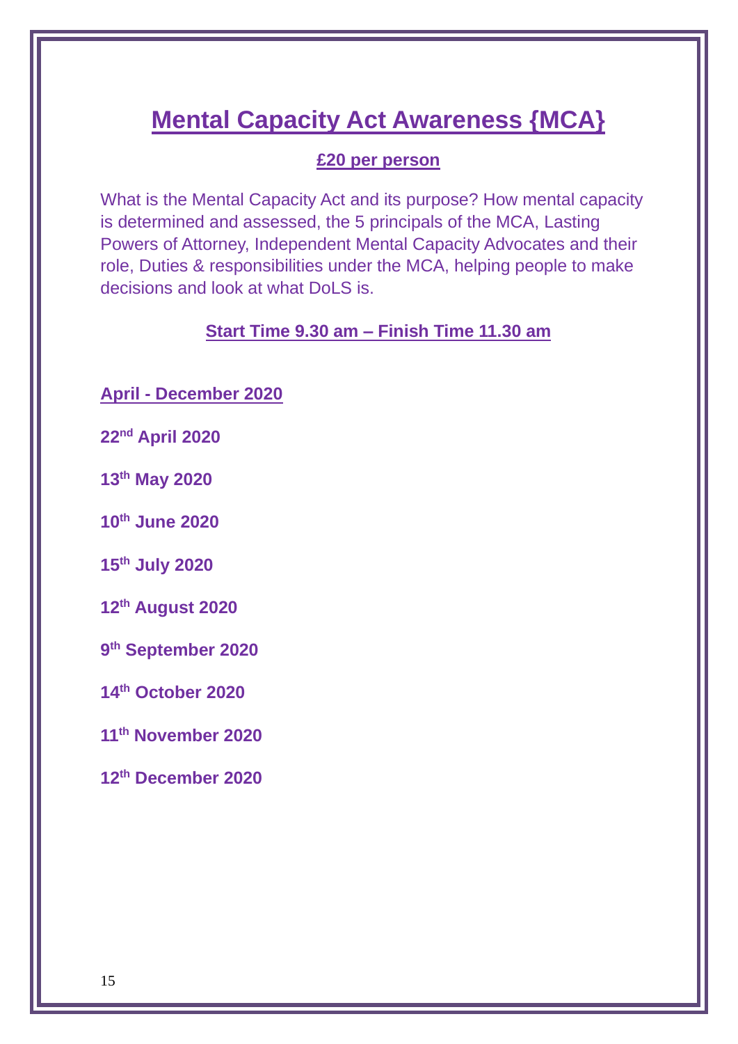# Mental Capacity Act Awareness {MCA}

**£20 per person**

What is the Mental Capacity Act and its purpose? How mental capacity is determined and assessed, the 5 principals of the MCA, Lasting Powers of Attorney, Independent Mental Capacity Advocates and their role, Duties & responsibilities under the MCA, helping people to make decisions and look at what DoLS is.

**Start Time 9.30 am – Finish Time 11.30 am**

**April - December 2020**

**22nd April 2020**

**13th May 2020**

**10th June 2020**

**15th July 2020**

**12th August 2020**

**9th September 2020**

**14th October 2020**

**11th November 2020**

**12th December 2020**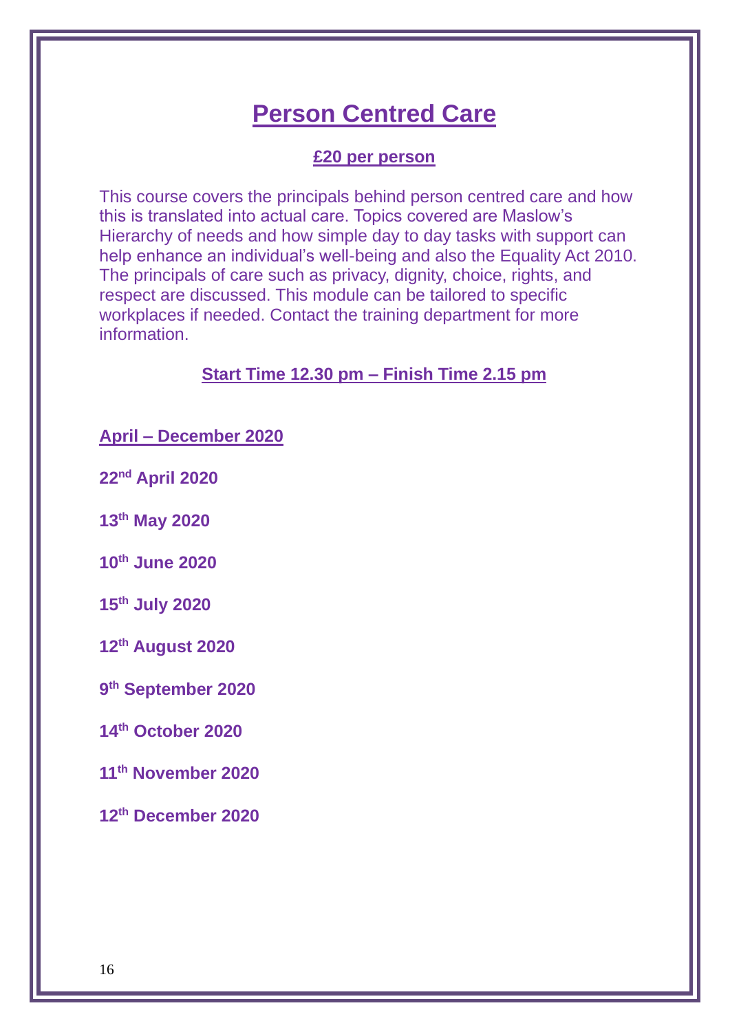# Person Centred Care

**£20 per person**

This course covers the principals behind person centred care and how this is translated into actual care. Topics covered are Maslow's Hierarchy of needs and how simple day to day tasks with support can help enhance an individual's well-being and also the Equality Act 2010. The principals of care such as privacy, dignity, choice, rights, and respect are discussed. This module can be tailored to specific workplaces if needed. Contact the training department for more information.

**Start Time 12.30 pm – Finish Time 2.15 pm**

**April – December 2020**

**22nd April 2020**

**13th May 2020**

**10th June 2020**

**15th July 2020**

**12th August 2020**

**9th September 2020**

**14th October 2020**

**11th November 2020**

**12th December 2020**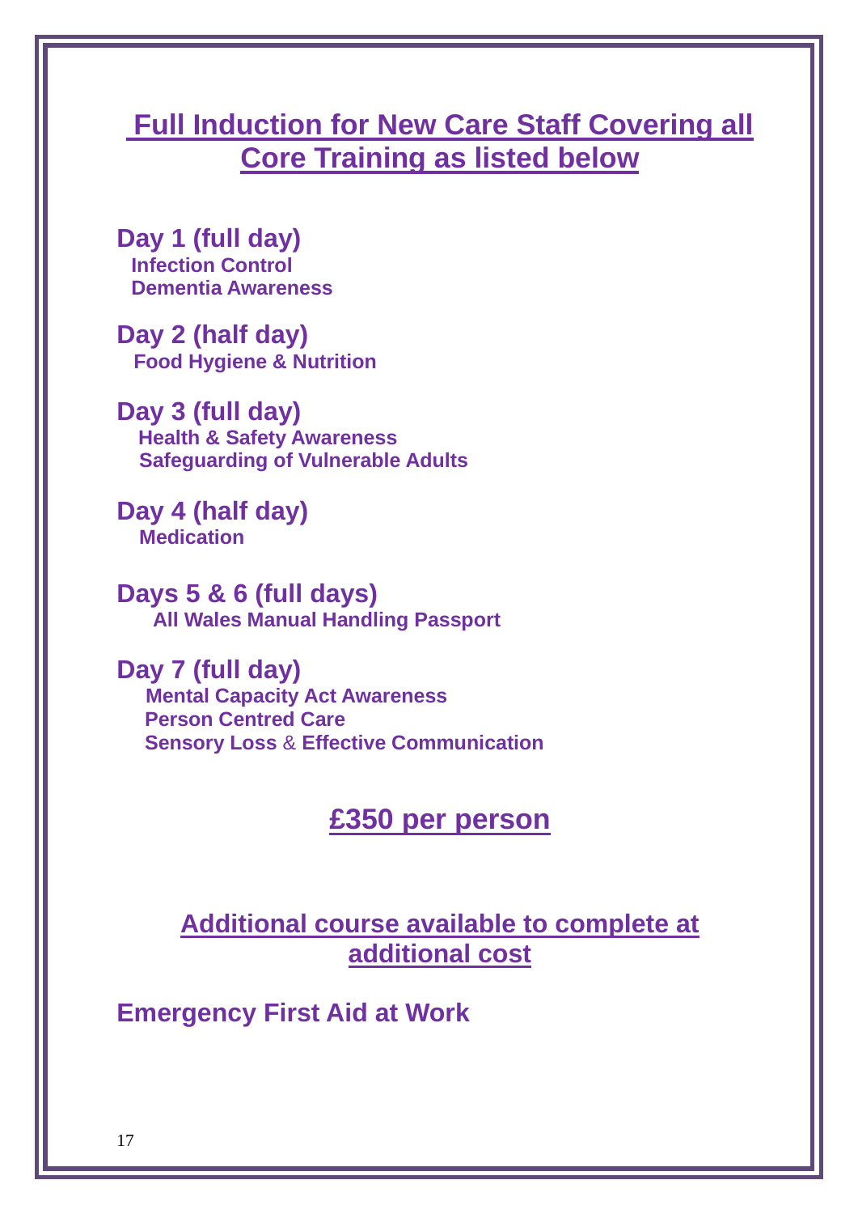## Full Induction for New Care Staff Covering all Core Training as listed below

**Day 1 (full day)**
**Infection Control**
**Dementia Awareness**

**Day 2 (half day)**
**Food Hygiene & Nutrition**

**Day 3 (full day)**
**Health & Safety Awareness**
**Safeguarding of Vulnerable Adults**

**Day 4 (half day)**
**Medication**

**Days 5 & 6 (full days)**
**All Wales Manual Handling Passport**

**Day 7 (full day)**
**Mental Capacity Act Awareness**
**Person Centred Care**
**Sensory Loss & Effective Communication**

## £350 per person

## Additional course available to complete at additional cost

**Emergency First Aid at Work**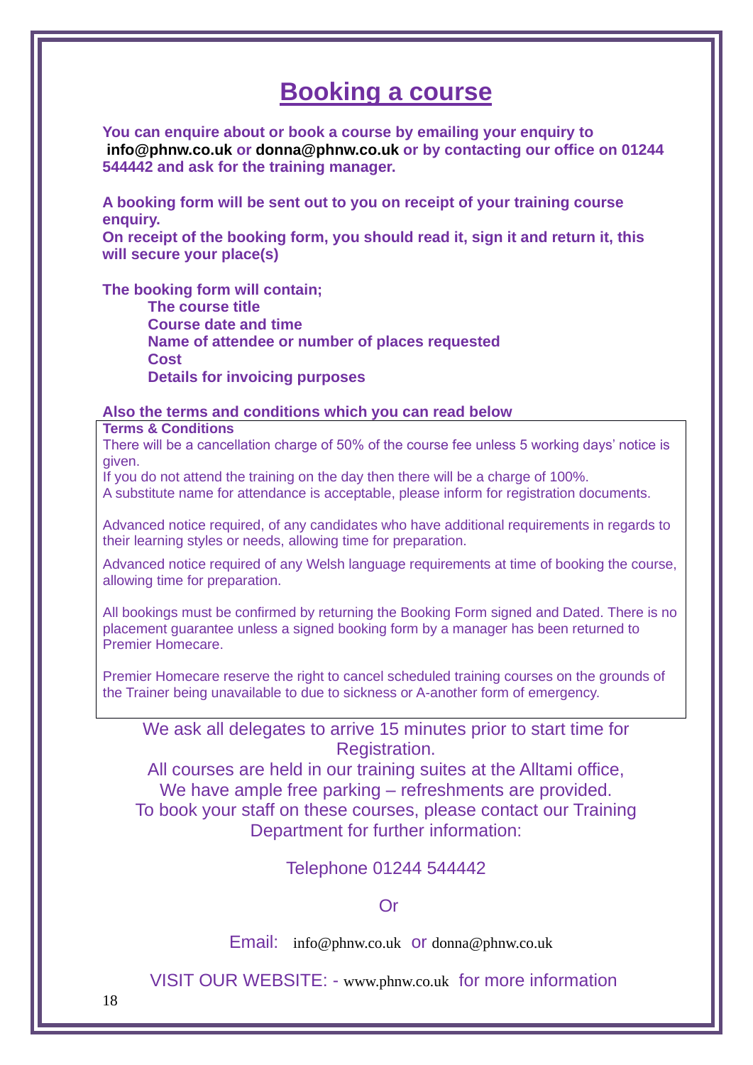# Booking a course

**You can enquire about or book a course by emailing your enquiry to info@phnw.co.uk or donna@phnw.co.uk or by contacting our office on 01244 544442 and ask for the training manager.**

**A booking form will be sent out to you on receipt of your training course enquiry.**
**On receipt of the booking form, you should read it, sign it and return it, this will secure your place(s)**

**The booking form will contain;**

- **The course title**
- **Course date and time**
- **Name of attendee or number of places requested**
- **Cost**
- **Details for invoicing purposes**

**Also the terms and conditions which you can read below**

**Terms & Conditions**

There will be a cancellation charge of 50% of the course fee unless 5 working days' notice is given.
If you do not attend the training on the day then there will be a charge of 100%.
A substitute name for attendance is acceptable, please inform for registration documents.

Advanced notice required, of any candidates who have additional requirements in regards to their learning styles or needs, allowing time for preparation.

Advanced notice required of any Welsh language requirements at time of booking the course, allowing time for preparation.

All bookings must be confirmed by returning the Booking Form signed and Dated. There is no placement guarantee unless a signed booking form by a manager has been returned to Premier Homecare.

Premier Homecare reserve the right to cancel scheduled training courses on the grounds of the Trainer being unavailable to due to sickness or A-another form of emergency.

We ask all delegates to arrive 15 minutes prior to start time for Registration.
All courses are held in our training suites at the Alltami office,
We have ample free parking – refreshments are provided.
To book your staff on these courses, please contact our Training Department for further information:

Telephone 01244 544442

Or

Email: info@phnw.co.uk or donna@phnw.co.uk

VISIT OUR WEBSITE: - www.phnw.co.uk for more information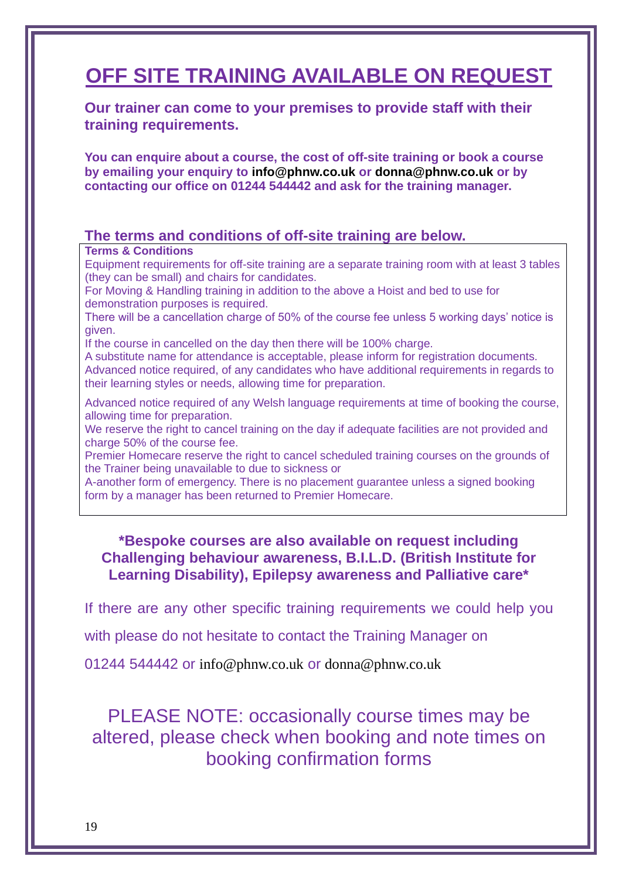# OFF SITE TRAINING AVAILABLE ON REQUEST

**Our trainer can come to your premises to provide staff with their training requirements.**

**You can enquire about a course, the cost of off-site training or book a course by emailing your enquiry to info@phnw.co.uk or donna@phnw.co.uk or by contacting our office on 01244 544442 and ask for the training manager.**

## The terms and conditions of off-site training are below.

**Terms & Conditions**

Equipment requirements for off-site training are a separate training room with at least 3 tables (they can be small) and chairs for candidates.

For Moving & Handling training in addition to the above a Hoist and bed to use for demonstration purposes is required.

There will be a cancellation charge of 50% of the course fee unless 5 working days' notice is given.

If the course in cancelled on the day then there will be 100% charge.

A substitute name for attendance is acceptable, please inform for registration documents.

Advanced notice required, of any candidates who have additional requirements in regards to their learning styles or needs, allowing time for preparation.

Advanced notice required of any Welsh language requirements at time of booking the course, allowing time for preparation.

We reserve the right to cancel training on the day if adequate facilities are not provided and charge 50% of the course fee.

Premier Homecare reserve the right to cancel scheduled training courses on the grounds of the Trainer being unavailable to due to sickness or

A-another form of emergency. There is no placement guarantee unless a signed booking form by a manager has been returned to Premier Homecare.

**\*Bespoke courses are also available on request including Challenging behaviour awareness, B.I.L.D. (British Institute for Learning Disability), Epilepsy awareness and Palliative care\***

If there are any other specific training requirements we could help you with please do not hesitate to contact the Training Manager on 01244 544442 or info@phnw.co.uk or donna@phnw.co.uk

PLEASE NOTE: occasionally course times may be altered, please check when booking and note times on booking confirmation forms